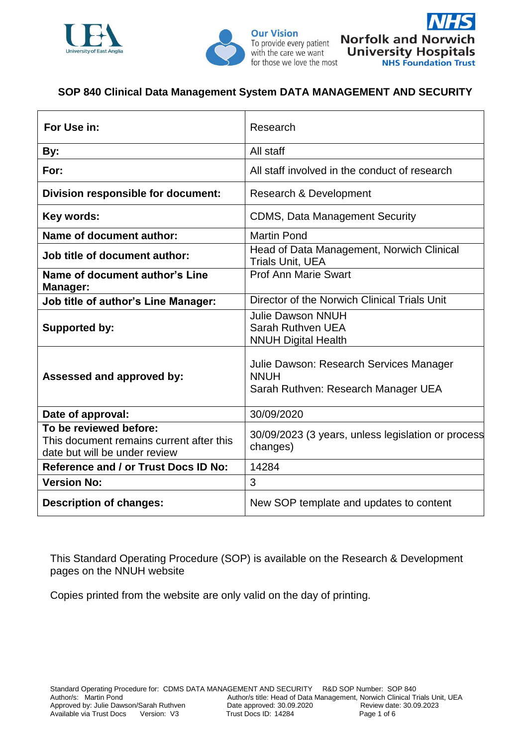# SOP 840 Clinical Data Management System DATA MANAGEMENT AND SECURITY

| **For Use in:** | Research |
|---|---|
| **By:** | All staff |
| **For:** | All staff involved in the conduct of research |
| **Division responsible for document:** | Research & Development |
| **Key words:** | CDMS, Data Management Security |
| **Name of document author:** | Martin Pond |
| **Job title of document author:** | Head of Data Management, Norwich Clinical Trials Unit, UEA |
| **Name of document author's Line Manager:** | Prof Ann Marie Swart |
| **Job title of author's Line Manager:** | Director of the Norwich Clinical Trials Unit |
| **Supported by:** | Julie Dawson NNUH<br>Sarah Ruthven UEA<br>NNUH Digital Health |
| **Assessed and approved by:** | Julie Dawson: Research Services Manager NNUH<br>Sarah Ruthven: Research Manager UEA |
| **Date of approval:** | 30/09/2020 |
| **To be reviewed before:**<br>This document remains current after this date but will be under review | 30/09/2023 (3 years, unless legislation or process changes) |
| **Reference and / or Trust Docs ID No:** | 14284 |
| **Version No:** | 3 |
| **Description of changes:** | New SOP template and updates to content |

This Standard Operating Procedure (SOP) is available on the Research & Development pages on the NNUH website

Copies printed from the website are only valid on the day of printing.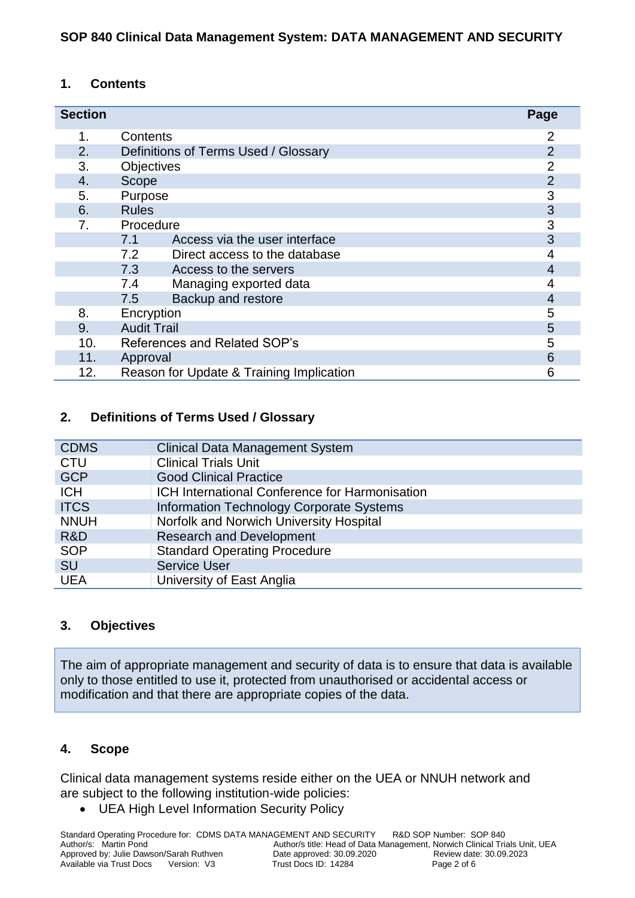## 1. Contents

| Section | | Page |
|---|---|---|
| 1. | Contents | 2 |
| 2. | Definitions of Terms Used / Glossary | 2 |
| 3. | Objectives | 2 |
| 4. | Scope | 2 |
| 5. | Purpose | 3 |
| 6. | Rules | 3 |
| 7. | Procedure | 3 |
| | 7.1 Access via the user interface | 3 |
| | 7.2 Direct access to the database | 4 |
| | 7.3 Access to the servers | 4 |
| | 7.4 Managing exported data | 4 |
| | 7.5 Backup and restore | 4 |
| 8. | Encryption | 5 |
| 9. | Audit Trail | 5 |
| 10. | References and Related SOP's | 5 |
| 11. | Approval | 6 |
| 12. | Reason for Update & Training Implication | 6 |

## 2. Definitions of Terms Used / Glossary

| | |
|---|---|
| CDMS | Clinical Data Management System |
| CTU | Clinical Trials Unit |
| GCP | Good Clinical Practice |
| ICH | ICH International Conference for Harmonisation |
| ITCS | Information Technology Corporate Systems |
| NNUH | Norfolk and Norwich University Hospital |
| R&D | Research and Development |
| SOP | Standard Operating Procedure |
| SU | Service User |
| UEA | University of East Anglia |

## 3. Objectives

The aim of appropriate management and security of data is to ensure that data is available only to those entitled to use it, protected from unauthorised or accidental access or modification and that there are appropriate copies of the data.

## 4. Scope

Clinical data management systems reside either on the UEA or NNUH network and are subject to the following institution-wide policies:

- UEA High Level Information Security Policy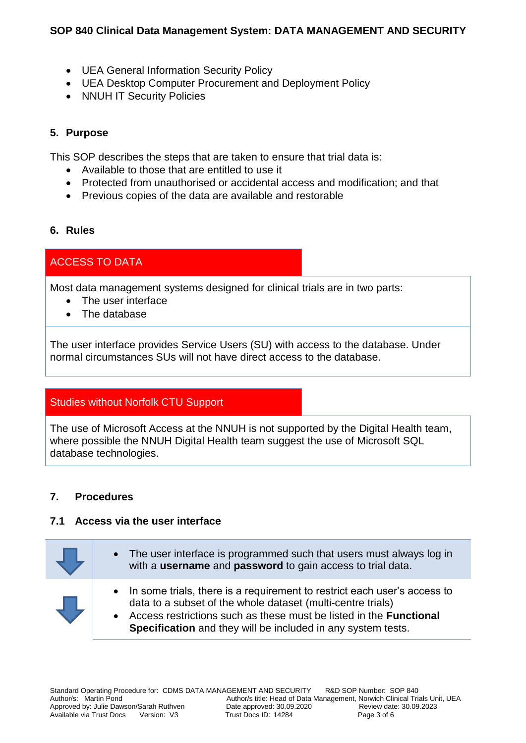- UEA General Information Security Policy
- UEA Desktop Computer Procurement and Deployment Policy
- NNUH IT Security Policies

## 5. Purpose

This SOP describes the steps that are taken to ensure that trial data is:

- Available to those that are entitled to use it
- Protected from unauthorised or accidental access and modification; and that
- Previous copies of the data are available and restorable

## 6. Rules

### ACCESS TO DATA

Most data management systems designed for clinical trials are in two parts:

- The user interface
- The database

The user interface provides Service Users (SU) with access to the database. Under normal circumstances SUs will not have direct access to the database.

### Studies without Norfolk CTU Support

The use of Microsoft Access at the NNUH is not supported by the Digital Health team, where possible the NNUH Digital Health team suggest the use of Microsoft SQL database technologies.

## 7. Procedures

### 7.1 Access via the user interface

- The user interface is programmed such that users must always log in with a **username** and **password** to gain access to trial data.

- In some trials, there is a requirement to restrict each user's access to data to a subset of the whole dataset (multi-centre trials)
- Access restrictions such as these must be listed in the **Functional Specification** and they will be included in any system tests.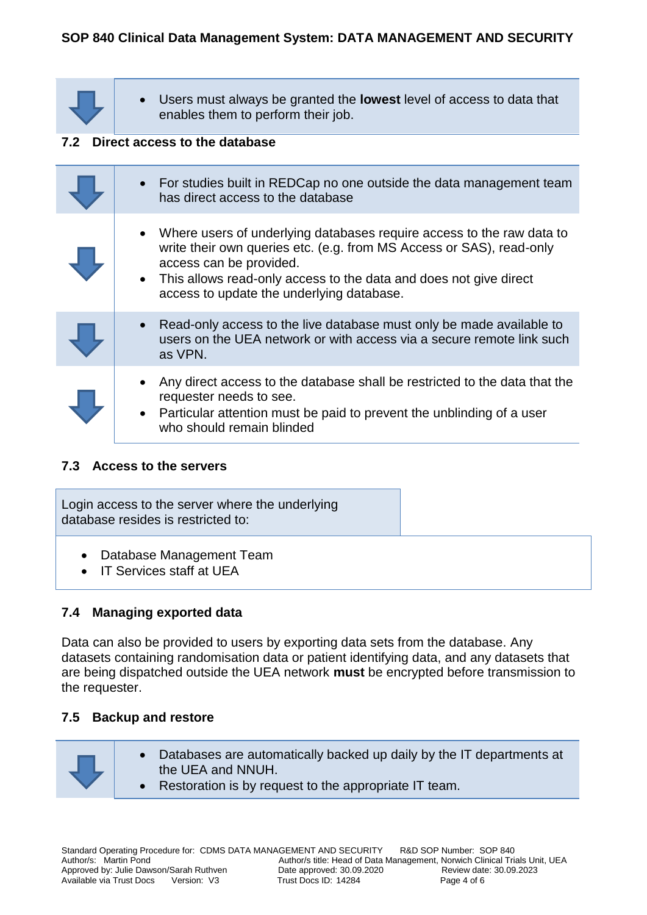- Users must always be granted the **lowest** level of access to data that enables them to perform their job.

### 7.2 Direct access to the database

- For studies built in REDCap no one outside the data management team has direct access to the database

- Where users of underlying databases require access to the raw data to write their own queries etc. (e.g. from MS Access or SAS), read-only access can be provided.
- This allows read-only access to the data and does not give direct access to update the underlying database.

- Read-only access to the live database must only be made available to users on the UEA network or with access via a secure remote link such as VPN.

- Any direct access to the database shall be restricted to the data that the requester needs to see.
- Particular attention must be paid to prevent the unblinding of a user who should remain blinded

### 7.3 Access to the servers

Login access to the server where the underlying database resides is restricted to:

- Database Management Team
- IT Services staff at UEA

### 7.4 Managing exported data

Data can also be provided to users by exporting data sets from the database. Any datasets containing randomisation data or patient identifying data, and any datasets that are being dispatched outside the UEA network **must** be encrypted before transmission to the requester.

### 7.5 Backup and restore

- Databases are automatically backed up daily by the IT departments at the UEA and NNUH.
- Restoration is by request to the appropriate IT team.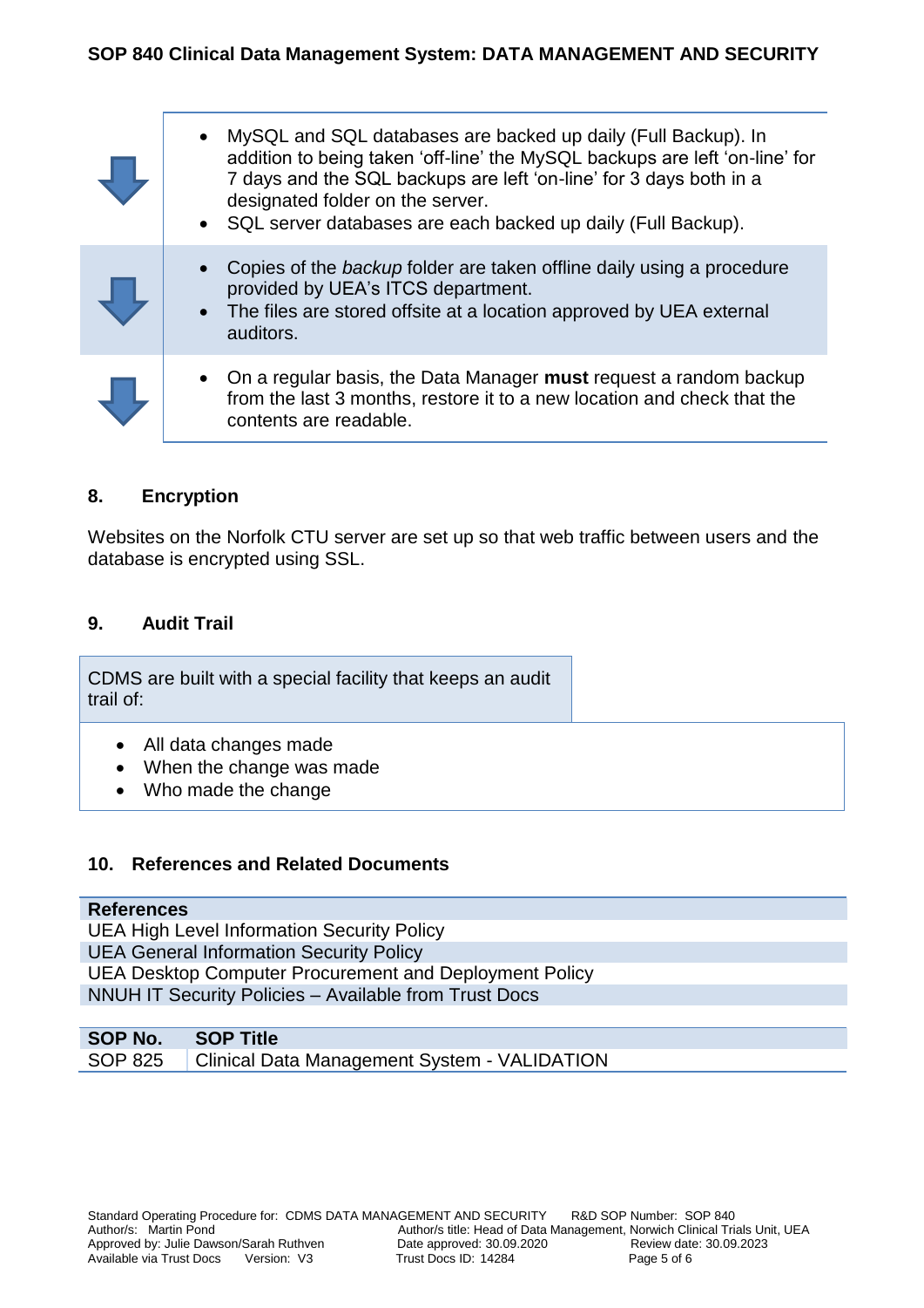- MySQL and SQL databases are backed up daily (Full Backup). In addition to being taken 'off-line' the MySQL backups are left 'on-line' for 7 days and the SQL backups are left 'on-line' for 3 days both in a designated folder on the server.
- SQL server databases are each backed up daily (Full Backup).

- Copies of the *backup* folder are taken offline daily using a procedure provided by UEA's ITCS department.
- The files are stored offsite at a location approved by UEA external auditors.

- On a regular basis, the Data Manager **must** request a random backup from the last 3 months, restore it to a new location and check that the contents are readable.

## 8. Encryption

Websites on the Norfolk CTU server are set up so that web traffic between users and the database is encrypted using SSL.

## 9. Audit Trail

CDMS are built with a special facility that keeps an audit trail of:

- All data changes made
- When the change was made
- Who made the change

## 10. References and Related Documents

| References |
|---|
| UEA High Level Information Security Policy |
| UEA General Information Security Policy |
| UEA Desktop Computer Procurement and Deployment Policy |
| NNUH IT Security Policies – Available from Trust Docs |

| SOP No. | SOP Title |
|---|---|
| SOP 825 | Clinical Data Management System - VALIDATION |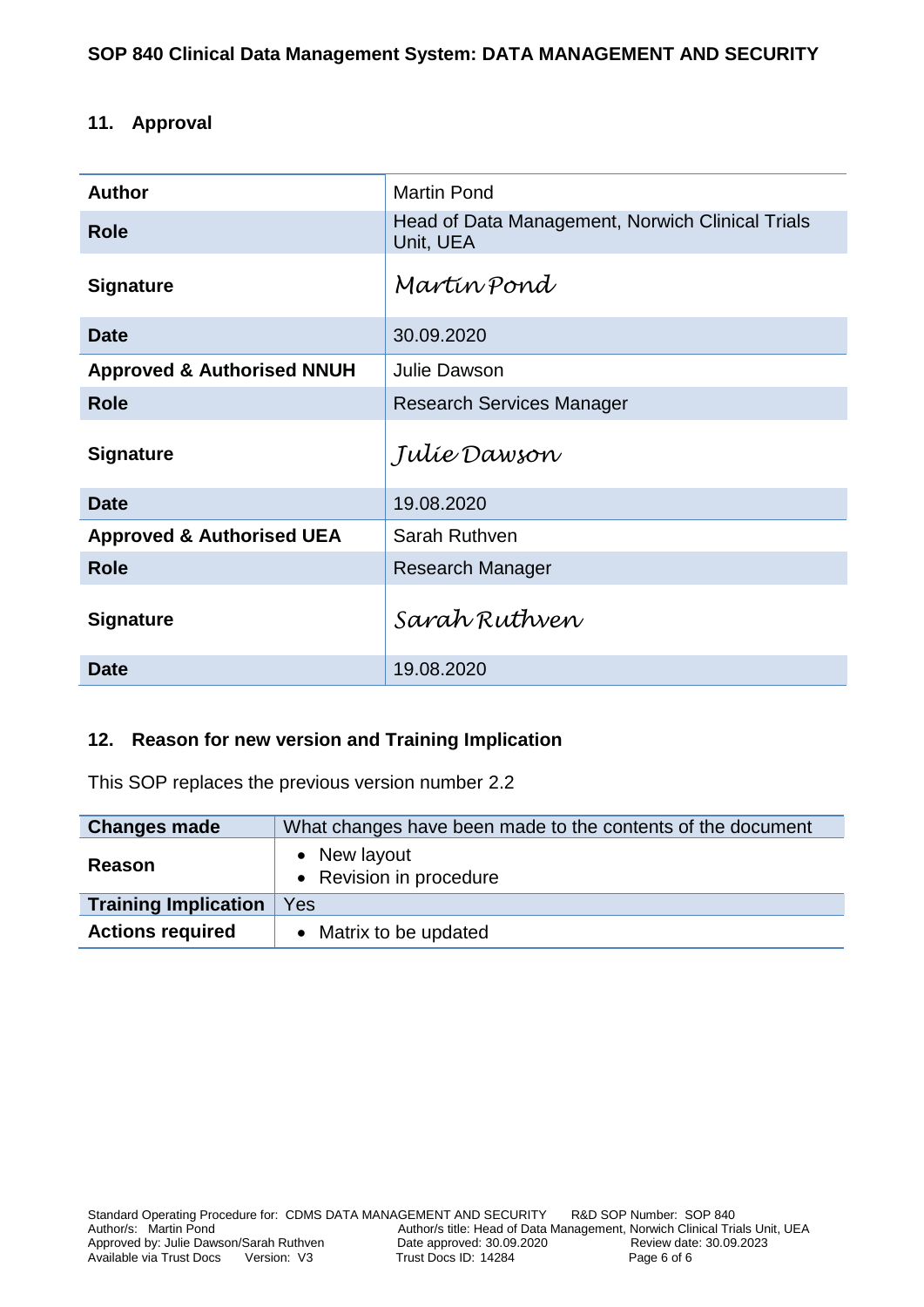## 11. Approval

| | |
|---|---|
| **Author** | Martin Pond |
| **Role** | Head of Data Management, Norwich Clinical Trials Unit, UEA |
| **Signature** | *Martin Pond* |
| **Date** | 30.09.2020 |
| **Approved & Authorised NNUH** | Julie Dawson |
| **Role** | Research Services Manager |
| **Signature** | *Julie Dawson* |
| **Date** | 19.08.2020 |
| **Approved & Authorised UEA** | Sarah Ruthven |
| **Role** | Research Manager |
| **Signature** | *Sarah Ruthven* |
| **Date** | 19.08.2020 |

## 12. Reason for new version and Training Implication

This SOP replaces the previous version number 2.2

| **Changes made** | What changes have been made to the contents of the document |
|---|---|
| **Reason** | • New layout<br>• Revision in procedure |
| **Training Implication** | Yes |
| **Actions required** | • Matrix to be updated |